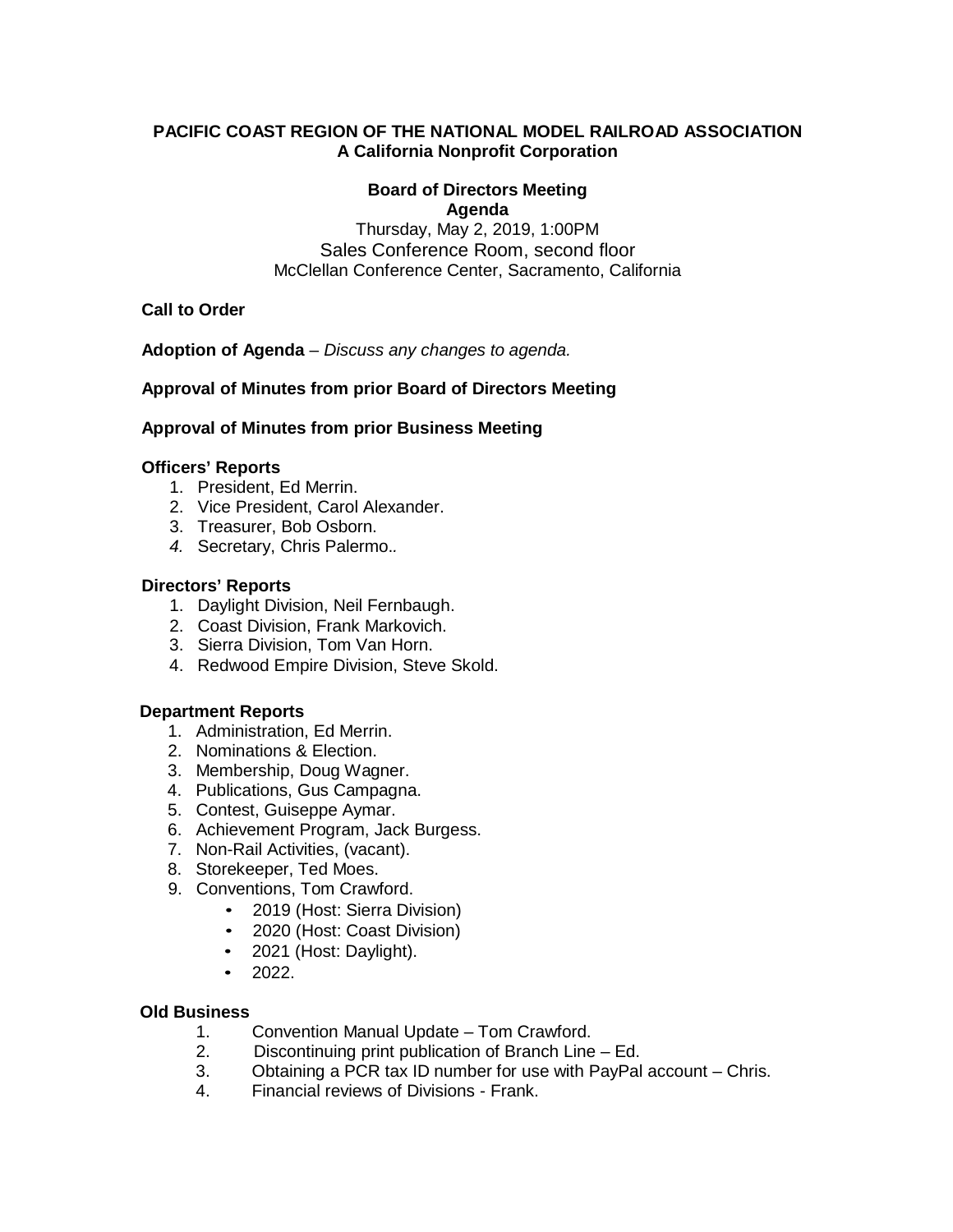**PACIFIC COAST REGION OF THE NATIONAL MODEL RAILROAD ASSOCIATION**
**A California Nonprofit Corporation**

**Board of Directors Meeting**
**Agenda**

Thursday, May 2, 2019, 1:00PM
Sales Conference Room, second floor
McClellan Conference Center, Sacramento, California

**Call to Order**

**Adoption of Agenda** – *Discuss any changes to agenda.*

**Approval of Minutes from prior Board of Directors Meeting**

**Approval of Minutes from prior Business Meeting**

**Officers' Reports**

1. President, Ed Merrin.
2. Vice President, Carol Alexander.
3. Treasurer, Bob Osborn.
4. Secretary, Chris Palermo..

**Directors' Reports**

1. Daylight Division, Neil Fernbaugh.
2. Coast Division, Frank Markovich.
3. Sierra Division, Tom Van Horn.
4. Redwood Empire Division, Steve Skold.

**Department Reports**

1. Administration, Ed Merrin.
2. Nominations & Election.
3. Membership, Doug Wagner.
4. Publications, Gus Campagna.
5. Contest, Guiseppe Aymar.
6. Achievement Program, Jack Burgess.
7. Non-Rail Activities, (vacant).
8. Storekeeper, Ted Moes.
9. Conventions, Tom Crawford.
   - 2019 (Host: Sierra Division)
   - 2020 (Host: Coast Division)
   - 2021 (Host: Daylight).
   - 2022.

**Old Business**

1. Convention Manual Update – Tom Crawford.
2. Discontinuing print publication of Branch Line – Ed.
3. Obtaining a PCR tax ID number for use with PayPal account – Chris.
4. Financial reviews of Divisions - Frank.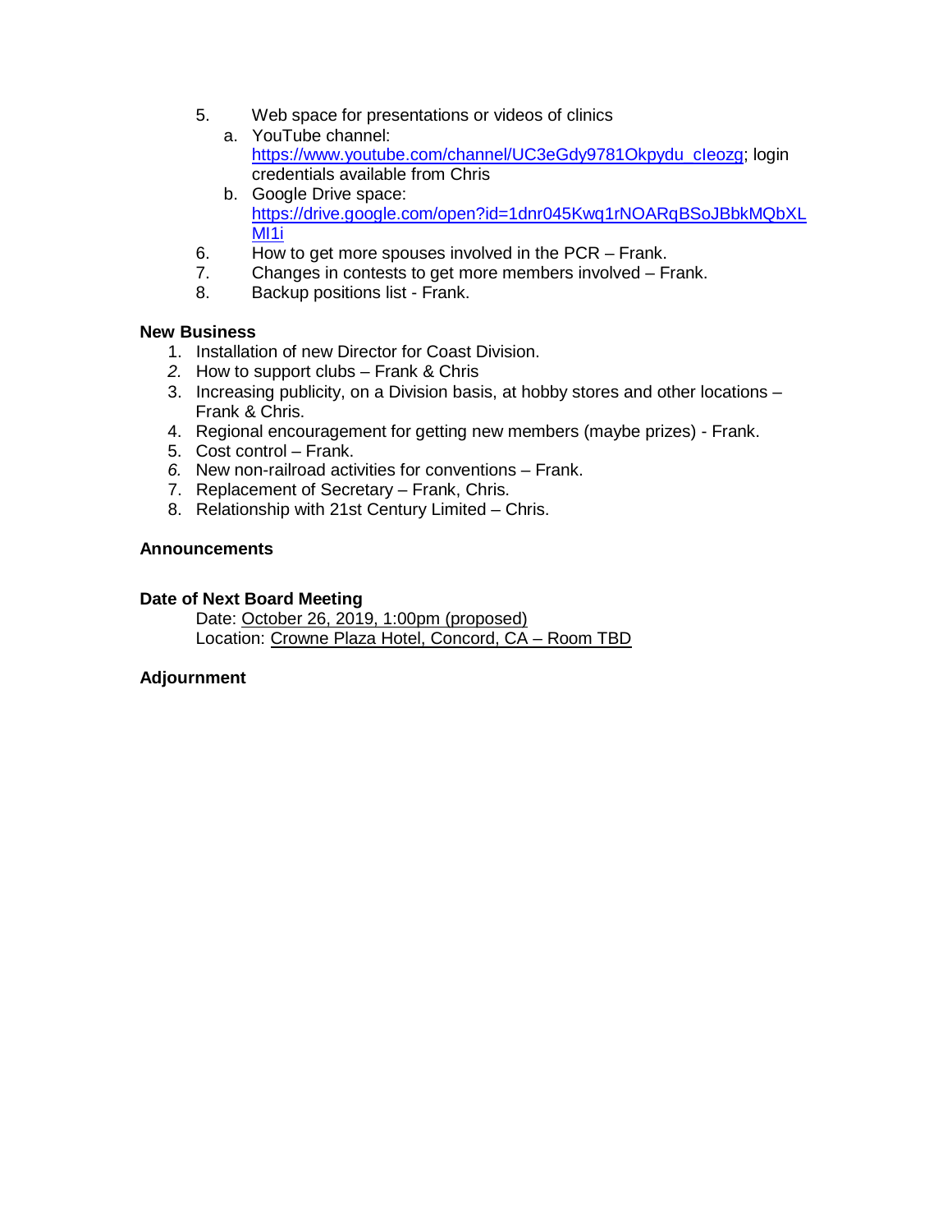5. Web space for presentations or videos of clinics
    a. YouTube channel: https://www.youtube.com/channel/UC3eGdy9781Okpydu_cIeozg; login credentials available from Chris
    b. Google Drive space: https://drive.google.com/open?id=1dnr045Kwq1rNOARqBSoJBbkMQbXLMI1i
6. How to get more spouses involved in the PCR – Frank.
7. Changes in contests to get more members involved – Frank.
8. Backup positions list - Frank.

**New Business**

1. Installation of new Director for Coast Division.
2. How to support clubs – Frank & Chris
3. Increasing publicity, on a Division basis, at hobby stores and other locations – Frank & Chris.
4. Regional encouragement for getting new members (maybe prizes) - Frank.
5. Cost control – Frank.
6. New non-railroad activities for conventions – Frank.
7. Replacement of Secretary – Frank, Chris.
8. Relationship with 21st Century Limited – Chris.

**Announcements**

**Date of Next Board Meeting**

Date: October 26, 2019, 1:00pm (proposed)
Location: Crowne Plaza Hotel, Concord, CA – Room TBD

**Adjournment**